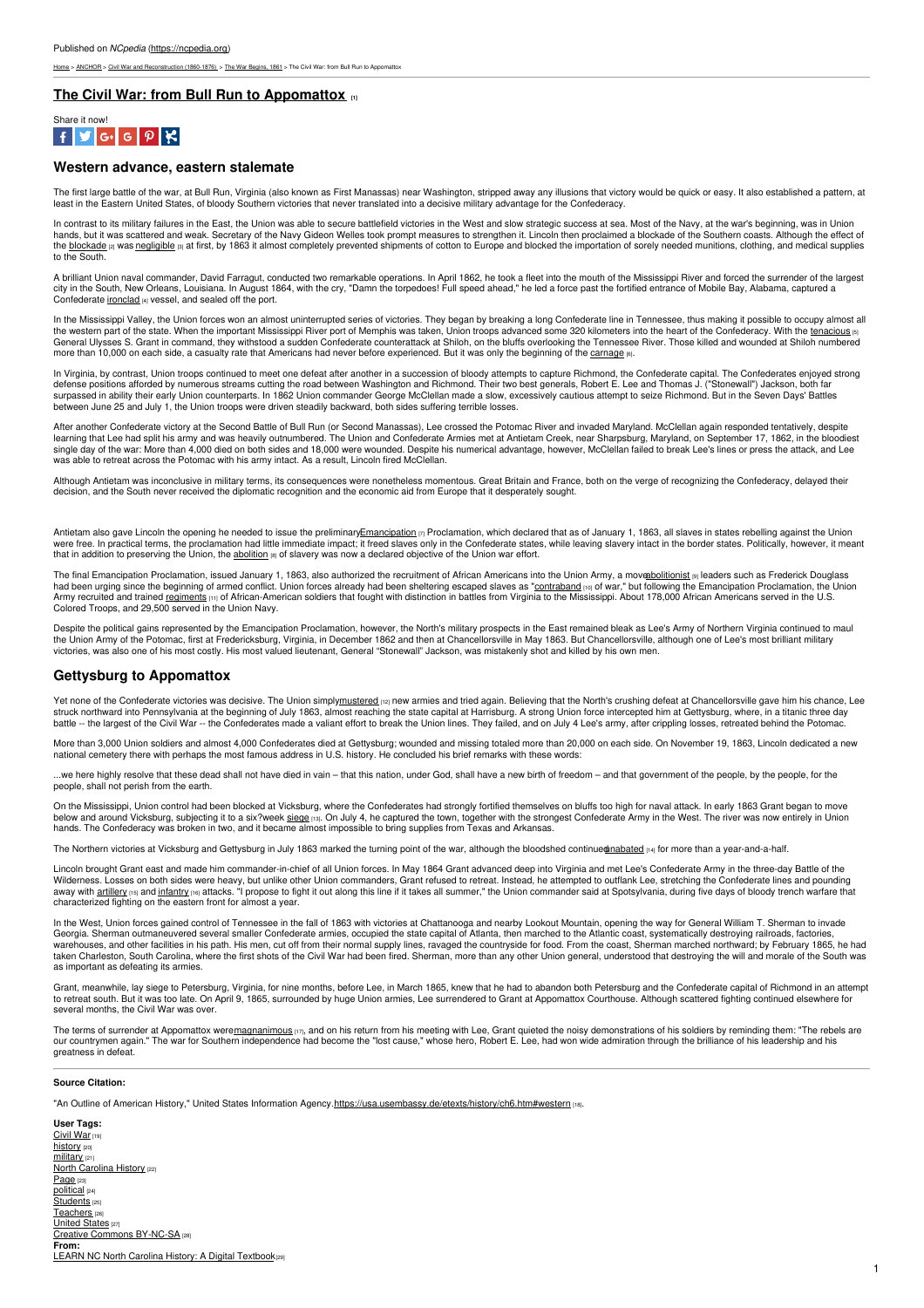Published on *NCpedia* (https://ncpedia.org)

Home > ANCHOR > Civil War and Reconstruction (1860-1876) > The War Begins, 1861 > The Civil War: from Bull Run to Appomattox

# The Civil War: from Bull Run to Appomattox [1]

Share it now!

## Western advance, eastern stalemate

The first large battle of the war, at Bull Run, Virginia (also known as First Manassas) near Washington, stripped away any illusions that victory would be quick or easy. It also established a pattern, at least in the Eastern United States, of bloody Southern victories that never translated into a decisive military advantage for the Confederacy.

In contrast to its military failures in the East, the Union was able to secure battlefield victories in the West and slow strategic success at sea. Most of the Navy, at the war's beginning, was in Union hands, but it was scattered and weak. Secretary of the Navy Gideon Welles took prompt measures to strengthen it. Lincoln then proclaimed a blockade of the Southern coasts. Although the effect of the blockade [2] was negligible [3] at first, by 1863 it almost completely prevented shipments of cotton to Europe and blocked the importation of sorely needed munitions, clothing, and medical supplies to the South.

A brilliant Union naval commander, David Farragut, conducted two remarkable operations. In April 1862, he took a fleet into the mouth of the Mississippi River and forced the surrender of the largest city in the South, New Orleans, Louisiana. In August 1864, with the cry, "Damn the torpedoes! Full speed ahead," he led a force past the fortified entrance of Mobile Bay, Alabama, captured a Confederate ironclad [4] vessel, and sealed off the port.

In the Mississippi Valley, the Union forces won an almost uninterrupted series of victories. They began by breaking a long Confederate line in Tennessee, thus making it possible to occupy almost all the western part of the state. When the important Mississippi River port of Memphis was taken, Union troops advanced some 320 kilometers into the heart of the Confederacy. With the tenacious [5] General Ulysses S. Grant in command, they withstood a sudden Confederate counterattack at Shiloh, on the bluffs overlooking the Tennessee River. Those killed and wounded at Shiloh numbered more than 10,000 on each side, a casualty rate that Americans had never before experienced. But it was only the beginning of the carnage [6].

In Virginia, by contrast, Union troops continued to meet one defeat after another in a succession of bloody attempts to capture Richmond, the Confederate capital. The Confederates enjoyed strong defense positions afforded by numerous streams cutting the road between Washington and Richmond. Their two best generals, Robert E. Lee and Thomas J. ("Stonewall") Jackson, both far surpassed in ability their early Union counterparts. In 1862 Union commander George McClellan made a slow, excessively cautious attempt to seize Richmond. But in the Seven Days' Battles between June 25 and July 1, the Union troops were driven steadily backward, both sides suffering terrible losses.

After another Confederate victory at the Second Battle of Bull Run (or Second Manassas), Lee crossed the Potomac River and invaded Maryland. McClellan again responded tentatively, despite learning that Lee had split his army and was heavily outnumbered. The Union and Confederate Armies met at Antietam Creek, near Sharpsburg, Maryland, on September 17, 1862, in the bloodiest single day of the war: More than 4,000 died on both sides and 18,000 were wounded. Despite his numerical advantage, however, McClellan failed to break Lee's lines or press the attack, and Lee was able to retreat across the Potomac with his army intact. As a result, Lincoln fired McClellan.

Although Antietam was inconclusive in military terms, its consequences were nonetheless momentous. Great Britain and France, both on the verge of recognizing the Confederacy, delayed their decision, and the South never received the diplomatic recognition and the economic aid from Europe that it desperately sought.

Antietam also gave Lincoln the opening he needed to issue the preliminary Emancipation [7] Proclamation, which declared that as of January 1, 1863, all slaves in states rebelling against the Union were free. In practical terms, the proclamation had little immediate impact; it freed slaves only in the Confederate states, while leaving slavery intact in the border states. Politically, however, it meant that in addition to preserving the Union, the abolition [8] of slavery was now a declared objective of the Union war effort.

The final Emancipation Proclamation, issued January 1, 1863, also authorized the recruitment of African Americans into the Union Army, a move abolitionist [9] leaders such as Frederick Douglass had been urging since the beginning of armed conflict. Union forces already had been sheltering escaped slaves as "contraband [10] of war," but following the Emancipation Proclamation, the Union Army recruited and trained regiments [11] of African-American soldiers that fought with distinction in battles from Virginia to the Mississippi. About 178,000 African Americans served in the U.S. Colored Troops, and 29,500 served in the Union Navy.

Despite the political gains represented by the Emancipation Proclamation, however, the North's military prospects in the East remained bleak as Lee's Army of Northern Virginia continued to maul the Union Army of the Potomac, first at Fredericksburg, Virginia, in December 1862 and then at Chancellorsville in May 1863. But Chancellorsville, although one of Lee's most brilliant military victories, was also one of his most costly. His most valued lieutenant, General "Stonewall" Jackson, was mistakenly shot and killed by his own men.

## Gettysburg to Appomattox

Yet none of the Confederate victories was decisive. The Union simply mustered [12] new armies and tried again. Believing that the North's crushing defeat at Chancellorsville gave him his chance, Lee struck northward into Pennsylvania at the beginning of July 1863, almost reaching the state capital at Harrisburg. A strong Union force intercepted him at Gettysburg, where, in a titanic three day battle -- the largest of the Civil War -- the Confederates made a valiant effort to break the Union lines. They failed, and on July 4 Lee's army, after crippling losses, retreated behind the Potomac.

More than 3,000 Union soldiers and almost 4,000 Confederates died at Gettysburg; wounded and missing totaled more than 20,000 on each side. On November 19, 1863, Lincoln dedicated a new national cemetery there with perhaps the most famous address in U.S. history. He concluded his brief remarks with these words:

...we here highly resolve that these dead shall not have died in vain – that this nation, under God, shall have a new birth of freedom – and that government of the people, by the people, for the people, shall not perish from the earth.

On the Mississippi, Union control had been blocked at Vicksburg, where the Confederates had strongly fortified themselves on bluffs too high for naval attack. In early 1863 Grant began to move below and around Vicksburg, subjecting it to a six?week siege [13]. On July 4, he captured the town, together with the strongest Confederate Army in the West. The river was now entirely in Union hands. The Confederacy was broken in two, and it became almost impossible to bring supplies from Texas and Arkansas.

The Northern victories at Vicksburg and Gettysburg in July 1863 marked the turning point of the war, although the bloodshed continued unabated [14] for more than a year-and-a-half.

Lincoln brought Grant east and made him commander-in-chief of all Union forces. In May 1864 Grant advanced deep into Virginia and met Lee's Confederate Army in the three-day Battle of the Wilderness. Losses on both sides were heavy, but unlike other Union commanders, Grant refused to retreat. Instead, he attempted to outflank Lee, stretching the Confederate lines and pounding away with artillery [15] and infantry [16] attacks. "I propose to fight it out along this line if it takes all summer," the Union commander said at Spotsylvania, during five days of bloody trench warfare that characterized fighting on the eastern front for almost a year.

In the West, Union forces gained control of Tennessee in the fall of 1863 with victories at Chattanooga and nearby Lookout Mountain, opening the way for General William T. Sherman to invade Georgia. Sherman outmaneuvered several smaller Confederate armies, occupied the state capital of Atlanta, then marched to the Atlantic coast, systematically destroying railroads, factories, warehouses, and other facilities in his path. His men, cut off from their normal supply lines, ravaged the countryside for food. From the coast, Sherman marched northward; by February 1865, he had taken Charleston, South Carolina, where the first shots of the Civil War had been fired. Sherman, more than any other Union general, understood that destroying the will and morale of the South was as important as defeating its armies.

Grant, meanwhile, lay siege to Petersburg, Virginia, for nine months, before Lee, in March 1865, knew that he had to abandon both Petersburg and the Confederate capital of Richmond in an attempt to retreat south. But it was too late. On April 9, 1865, surrounded by huge Union armies, Lee surrendered to Grant at Appomattox Courthouse. Although scattered fighting continued elsewhere for several months, the Civil War was over.

The terms of surrender at Appomattox were magnanimous [17], and on his return from his meeting with Lee, Grant quieted the noisy demonstrations of his soldiers by reminding them: "The rebels are our countrymen again." The war for Southern independence had become the "lost cause," whose hero, Robert E. Lee, had won wide admiration through the brilliance of his leadership and his greatness in defeat.

**Source Citation:**

"An Outline of American History," United States Information Agency. https://usa.usembassy.de/etexts/history/ch6.htm#western [18].

**User Tags:**
Civil War [19]
history [20]
military [21]
North Carolina History [22]
Page [23]
political [24]
Students [25]
Teachers [26]
United States [27]
Creative Commons BY-NC-SA [28]

**From:**
LEARN NC North Carolina History: A Digital Textbook [29]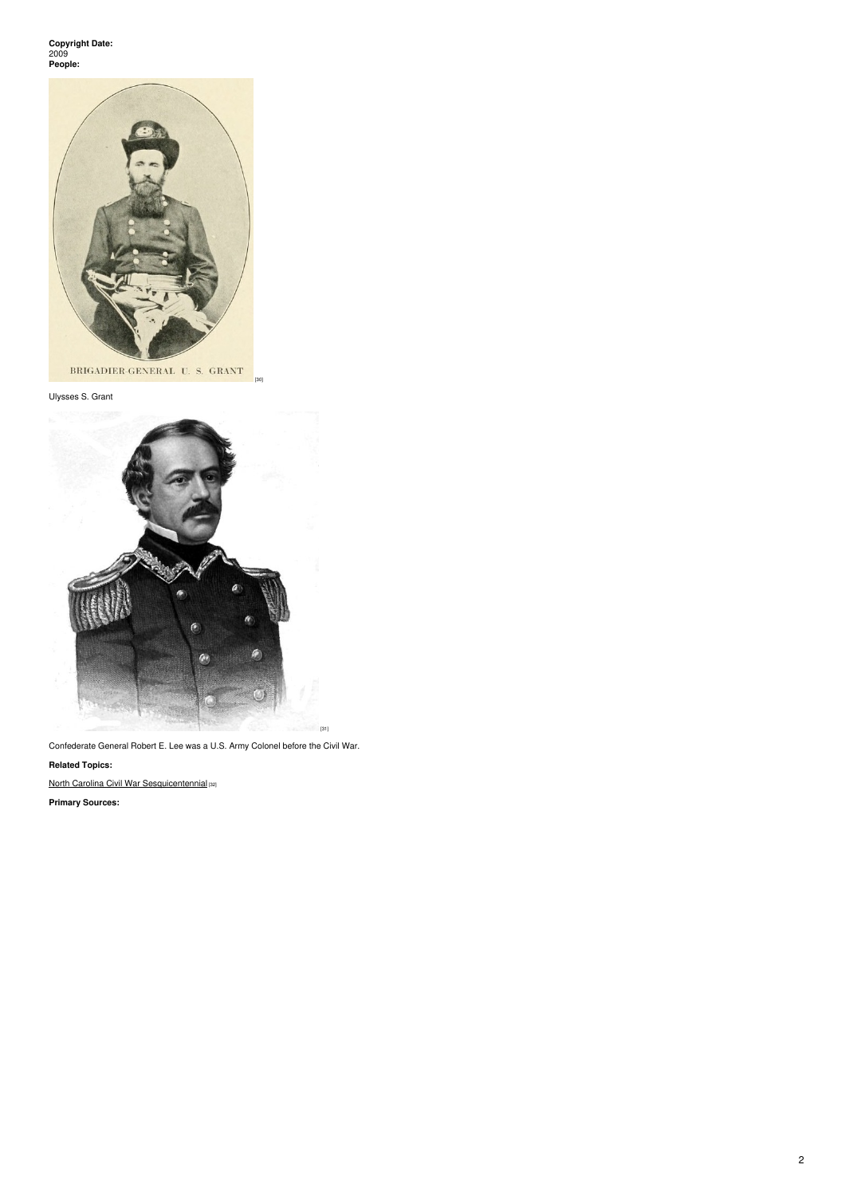**Copyright Date:**
2009

**People:**

BRIGADIER-GENERAL U. S. GRANT [30]

Ulysses S. Grant

[31]

Confederate General Robert E. Lee was a U.S. Army Colonel before the Civil War.

**Related Topics:**

North Carolina Civil War Sesquicentennial [32]

**Primary Sources:**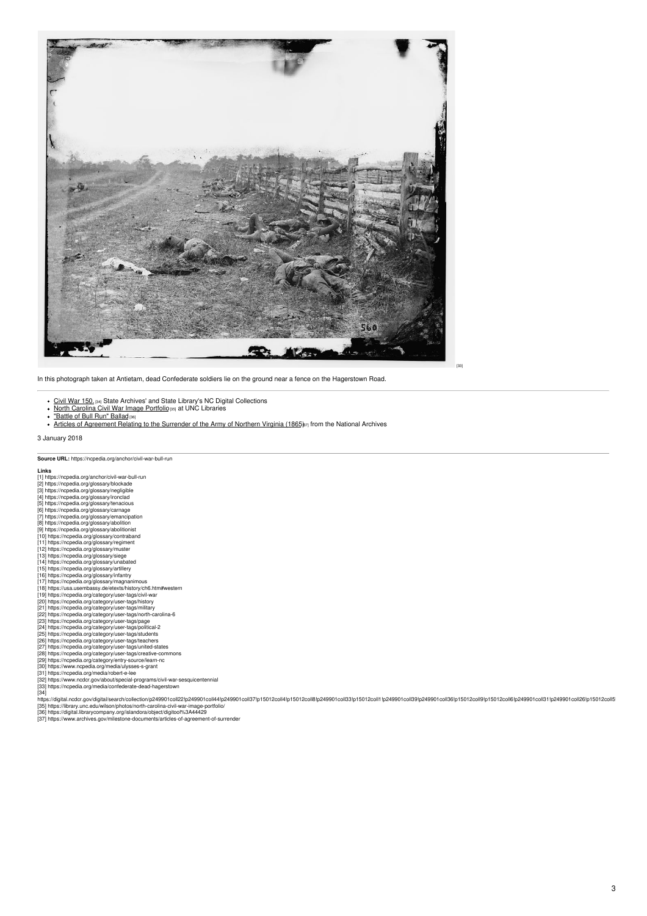[33]

In this photograph taken at Antietam, dead Confederate soldiers lie on the ground near a fence on the Hagerstown Road.

- Civil War 150, [34] State Archives' and State Library's NC Digital Collections
- North Carolina Civil War Image Portfolio [35] at UNC Libraries
- "Battle of Bull Run" Ballad [36]
- Articles of Agreement Relating to the Surrender of the Army of Northern Virginia (1865) [37] from the National Archives

3 January 2018

**Source URL:** https://ncpedia.org/anchor/civil-war-bull-run

**Links**
[1] https://ncpedia.org/anchor/civil-war-bull-run
[2] https://ncpedia.org/glossary/blockade
[3] https://ncpedia.org/glossary/negligible
[4] https://ncpedia.org/glossary/ironclad
[5] https://ncpedia.org/glossary/tenacious
[6] https://ncpedia.org/glossary/carnage
[7] https://ncpedia.org/glossary/emancipation
[8] https://ncpedia.org/glossary/abolition
[9] https://ncpedia.org/glossary/abolitionist
[10] https://ncpedia.org/glossary/contraband
[11] https://ncpedia.org/glossary/regiment
[12] https://ncpedia.org/glossary/muster
[13] https://ncpedia.org/glossary/siege
[14] https://ncpedia.org/glossary/unabated
[15] https://ncpedia.org/glossary/artillery
[16] https://ncpedia.org/glossary/infantry
[17] https://ncpedia.org/glossary/magnanimous
[18] https://usa.usembassy.de/etexts/history/ch6.htm#western
[19] https://ncpedia.org/category/user-tags/civil-war
[20] https://ncpedia.org/category/user-tags/history
[21] https://ncpedia.org/category/user-tags/military
[22] https://ncpedia.org/category/user-tags/north-carolina-6
[23] https://ncpedia.org/category/user-tags/page
[24] https://ncpedia.org/category/user-tags/political-2
[25] https://ncpedia.org/category/user-tags/students
[26] https://ncpedia.org/category/user-tags/teachers
[27] https://ncpedia.org/category/user-tags/united-states
[28] https://ncpedia.org/category/user-tags/creative-commons
[29] https://ncpedia.org/category/entry-source/learn-nc
[30] https://www.ncpedia.org/media/ulysses-s-grant
[31] https://ncpedia.org/media/robert-e-lee
[32] https://www.ncdcr.gov/about/special-programs/civil-war-sesquicentennial
[33] https://ncpedia.org/media/confederate-dead-hagerstown
[34] https://digital.ncdcr.gov/digital/search/collection/p249901coll22!p249901coll44!p249901coll37!p15012coll4!p15012coll8!p249901coll33!p15012coll1!p249901coll39!p249901coll36!p15012coll9!p15012coll6!p249901coll31!p249901coll26!p15012coll5
[35] https://library.unc.edu/wilson/photos/north-carolina-civil-war-image-portfolio/
[36] https://digital.librarycompany.org/islandora/object/digitool%3A44429
[37] https://www.archives.gov/milestone-documents/articles-of-agreement-of-surrender